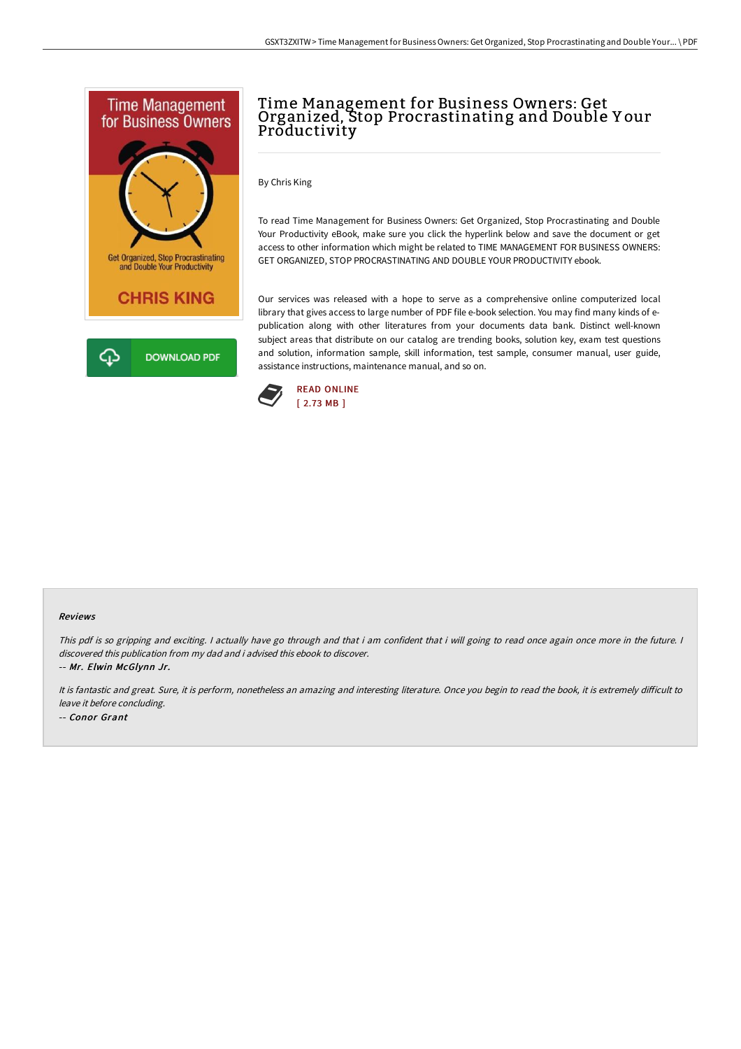# Time Management for Business Owners: Get Organized, Stop Procrastinating and Double Your Productivity

By Chris King

To read Time Management for Business Owners: Get Organized, Stop Procrastinating and Double Your Productivity eBook, make sure you click the hyperlink below and save the document or get access to other information which might be related to TIME MANAGEMENT FOR BUSINESS OWNERS: GET ORGANIZED, STOP PROCRASTINATING AND DOUBLE YOUR PRODUCTIVITY ebook.

Our services was released with a hope to serve as a comprehensive online computerized local library that gives access to large number of PDF file e-book selection. You may find many kinds of e-publication along with other literatures from your documents data bank. Distinct well-known subject areas that distribute on our catalog are trending books, solution key, exam test questions and solution, information sample, skill information, test sample, consumer manual, user guide, assistance instructions, maintenance manual, and so on.

READ ONLINE
[ 2.73 MB ]

DOWNLOAD PDF

### Reviews

*This pdf is so gripping and exciting. I actually have go through and that i am confident that i will going to read once again once more in the future. I discovered this publication from my dad and i advised this ebook to discover.*

-- *Mr. Elwin McGlynn Jr.*

*It is fantastic and great. Sure, it is perform, nonetheless an amazing and interesting literature. Once you begin to read the book, it is extremely difficult to leave it before concluding.*

-- *Conor Grant*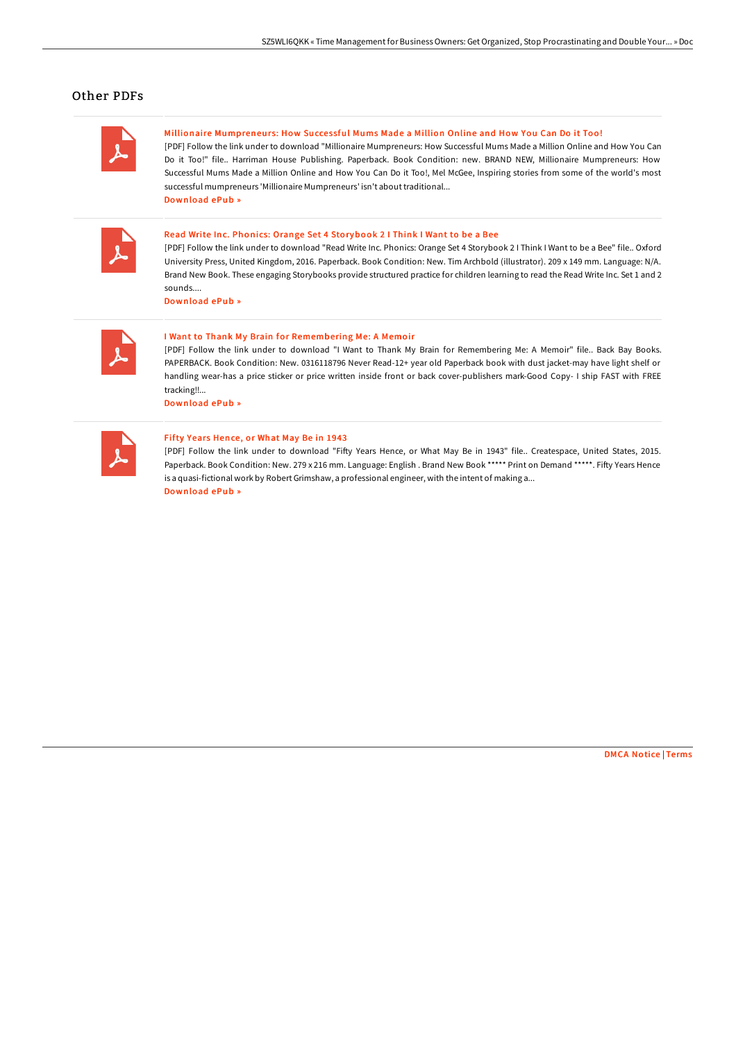## Other PDFs

### Millionaire Mumpreneurs: How Successful Mums Made a Million Online and How You Can Do it Too!

[PDF] Follow the link under to download "Millionaire Mumpreneurs: How Successful Mums Made a Million Online and How You Can Do it Too!" file.. Harriman House Publishing. Paperback. Book Condition: new. BRAND NEW, Millionaire Mumpreneurs: How Successful Mums Made a Million Online and How You Can Do it Too!, Mel McGee, Inspiring stories from some of the world's most successful mumpreneurs 'Millionaire Mumpreneurs' isn't about traditional...

Download ePub »

### Read Write Inc. Phonics: Orange Set 4 Storybook 2 I Think I Want to be a Bee

[PDF] Follow the link under to download "Read Write Inc. Phonics: Orange Set 4 Storybook 2 I Think I Want to be a Bee" file.. Oxford University Press, United Kingdom, 2016. Paperback. Book Condition: New. Tim Archbold (illustrator). 209 x 149 mm. Language: N/A. Brand New Book. These engaging Storybooks provide structured practice for children learning to read the Read Write Inc. Set 1 and 2 sounds....

Download ePub »

### I Want to Thank My Brain for Remembering Me: A Memoir

[PDF] Follow the link under to download "I Want to Thank My Brain for Remembering Me: A Memoir" file.. Back Bay Books. PAPERBACK. Book Condition: New. 0316118796 Never Read-12+ year old Paperback book with dust jacket-may have light shelf or handling wear-has a price sticker or price written inside front or back cover-publishers mark-Good Copy- I ship FAST with FREE tracking!!...

Download ePub »

### Fifty Years Hence, or What May Be in 1943

[PDF] Follow the link under to download "Fifty Years Hence, or What May Be in 1943" file.. Createspace, United States, 2015. Paperback. Book Condition: New. 279 x 216 mm. Language: English . Brand New Book ***** Print on Demand *****. Fifty Years Hence is a quasi-fictional work by Robert Grimshaw, a professional engineer, with the intent of making a...

Download ePub »

DMCA Notice | Terms